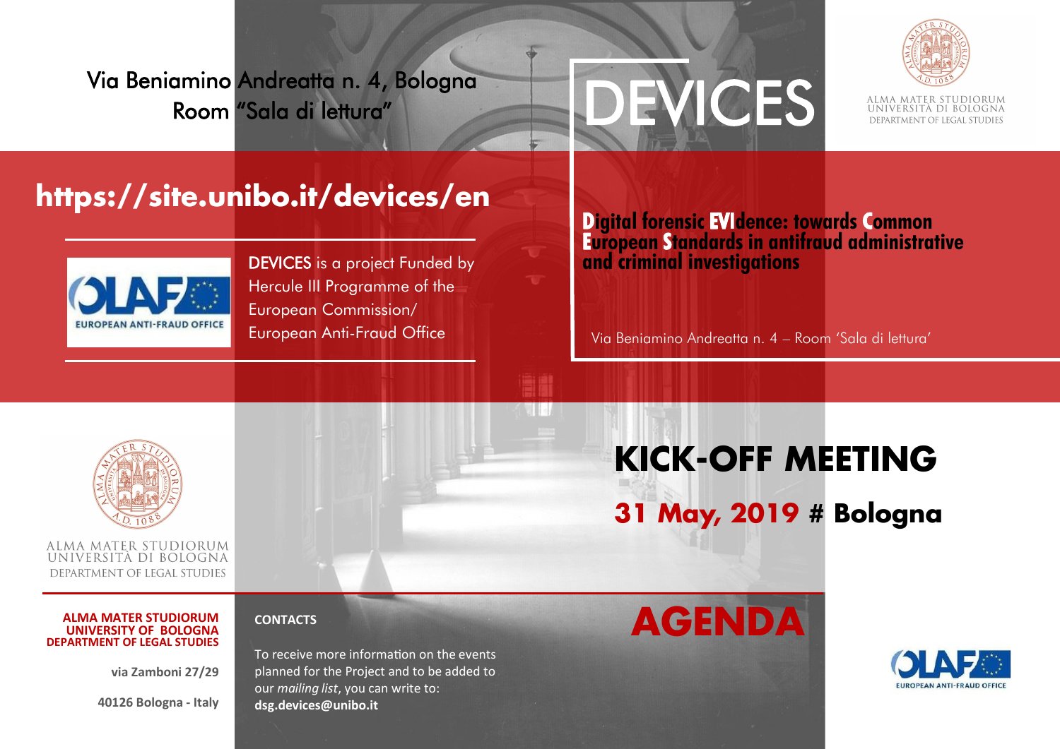Via Beniamino Andreatta n. 4, Bologna
Room "Sala di lettura"

# DEVICES

ALMA MATER STUDIORUM
UNIVERSITÀ DI BOLOGNA
DEPARTMENT OF LEGAL STUDIES

## https://site.unibo.it/devices/en

EUROPEAN ANTI-FRAUD OFFICE

DEVICES is a project Funded by Hercule III Programme of the European Commission/ European Anti-Fraud Office

**Digital forensic EVIdence: towards Common European Standards in antifraud administrative and criminal investigations**

Via Beniamino Andreatta n. 4 – Room 'Sala di lettura'

ALMA MATER STUDIORUM
UNIVERSITÀ DI BOLOGNA
DEPARTMENT OF LEGAL STUDIES

# KICK-OFF MEETING

## 31 May, 2019 # Bologna

**ALMA MATER STUDIORUM**
**UNIVERSITY OF BOLOGNA**
**DEPARTMENT OF LEGAL STUDIES**

**via Zamboni 27/29**

**40126 Bologna - Italy**

**CONTACTS**

To receive more information on the events planned for the Project and to be added to our *mailing list*, you can write to: **dsg.devices@unibo.it**

# AGENDA

EUROPEAN ANTI-FRAUD OFFICE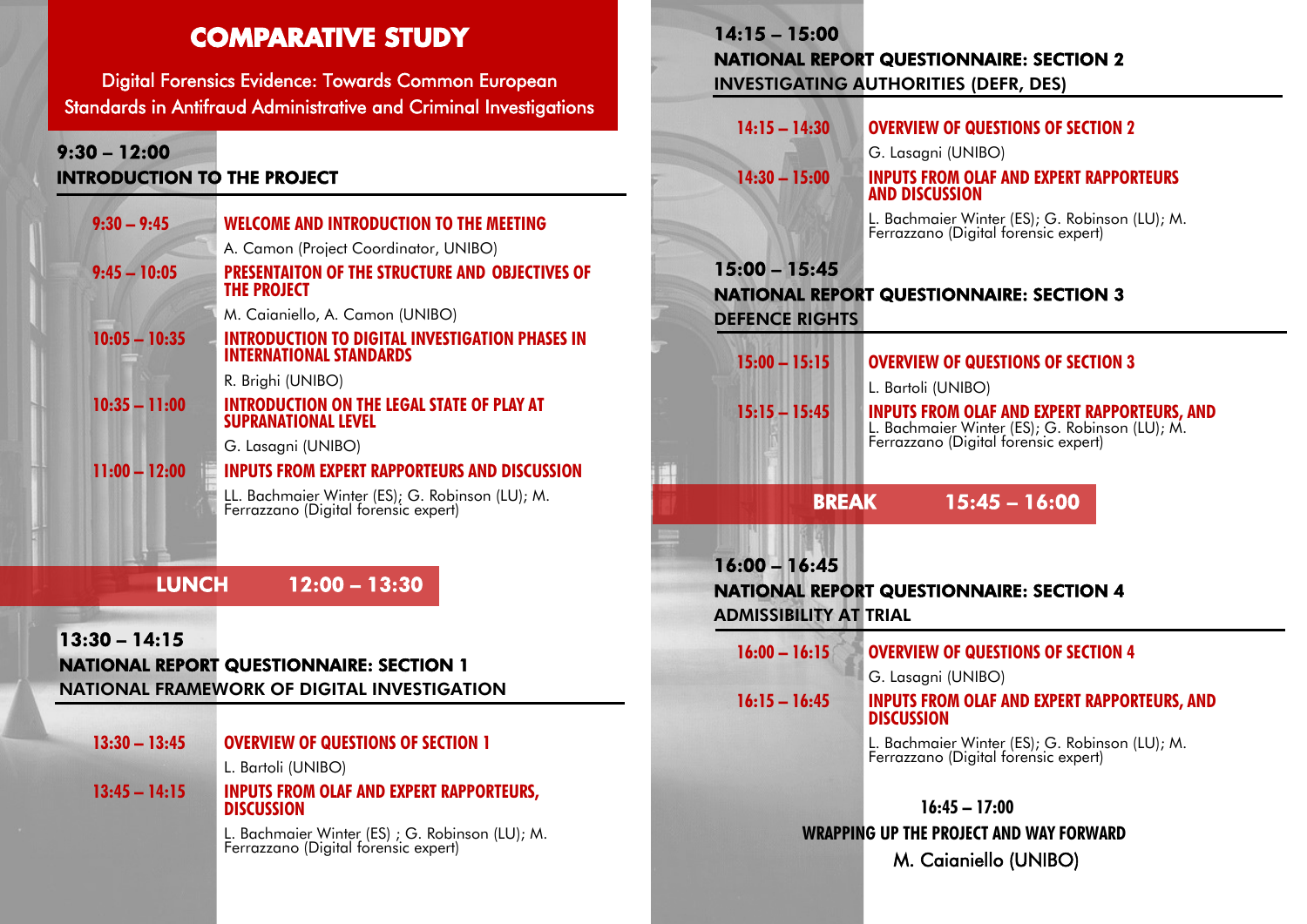# COMPARATIVE STUDY

Digital Forensics Evidence: Towards Common European Standards in Antifraud Administrative and Criminal Investigations

## 9:30 – 12:00
## INTRODUCTION TO THE PROJECT

**9:30 – 9:45** **WELCOME AND INTRODUCTION TO THE MEETING**
A. Camon (Project Coordinator, UNIBO)

**9:45 – 10:05** **PRESENTAITON OF THE STRUCTURE AND OBJECTIVES OF THE PROJECT**
M. Caianiello, A. Camon (UNIBO)

**10:05 – 10:35** **INTRODUCTION TO DIGITAL INVESTIGATION PHASES IN INTERNATIONAL STANDARDS**
R. Brighi (UNIBO)

**10:35 – 11:00** **INTRODUCTION ON THE LEGAL STATE OF PLAY AT SUPRANATIONAL LEVEL**
G. Lasagni (UNIBO)

**11:00 – 12:00** **INPUTS FROM EXPERT RAPPORTEURS AND DISCUSSION**
LL. Bachmaier Winter (ES); G. Robinson (LU); M. Ferrazzano (Digital forensic expert)

**LUNCH** **12:00 – 13:30**

## 13:30 – 14:15
## NATIONAL REPORT QUESTIONNAIRE: SECTION 1
NATIONAL FRAMEWORK OF DIGITAL INVESTIGATION

**13:30 – 13:45** **OVERVIEW OF QUESTIONS OF SECTION 1**
L. Bartoli (UNIBO)

**13:45 – 14:15** **INPUTS FROM OLAF AND EXPERT RAPPORTEURS, DISCUSSION**
L. Bachmaier Winter (ES) ; G. Robinson (LU); M. Ferrazzano (Digital forensic expert)

## 14:15 – 15:00
## NATIONAL REPORT QUESTIONNAIRE: SECTION 2
INVESTIGATING AUTHORITIES (DEFR, DES)

**14:15 – 14:30** **OVERVIEW OF QUESTIONS OF SECTION 2**
G. Lasagni (UNIBO)

**14:30 – 15:00** **INPUTS FROM OLAF AND EXPERT RAPPORTEURS AND DISCUSSION**
L. Bachmaier Winter (ES); G. Robinson (LU); M. Ferrazzano (Digital forensic expert)

## 15:00 – 15:45
## NATIONAL REPORT QUESTIONNAIRE: SECTION 3
DEFENCE RIGHTS

**15:00 – 15:15** **OVERVIEW OF QUESTIONS OF SECTION 3**
L. Bartoli (UNIBO)

**15:15 – 15:45** **INPUTS FROM OLAF AND EXPERT RAPPORTEURS, AND**
L. Bachmaier Winter (ES); G. Robinson (LU); M. Ferrazzano (Digital forensic expert)

**BREAK** **15:45 – 16:00**

## 16:00 – 16:45
## NATIONAL REPORT QUESTIONNAIRE: SECTION 4
ADMISSIBILITY AT TRIAL

**16:00 – 16:15** **OVERVIEW OF QUESTIONS OF SECTION 4**
G. Lasagni (UNIBO)

**16:15 – 16:45** **INPUTS FROM OLAF AND EXPERT RAPPORTEURS, AND DISCUSSION**
L. Bachmaier Winter (ES); G. Robinson (LU); M. Ferrazzano (Digital forensic expert)

**16:45 – 17:00**
**WRAPPING UP THE PROJECT AND WAY FORWARD**
M. Caianiello (UNIBO)